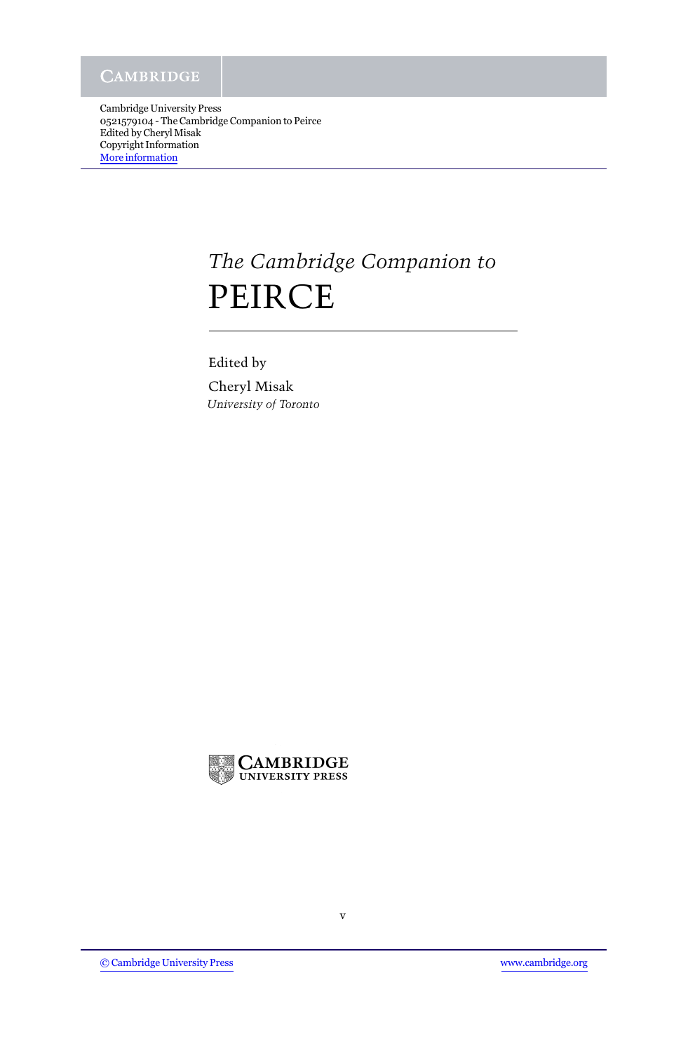Cambridge University Press
0521579104 - The Cambridge Companion to Peirce
Edited by Cheryl Misak
Copyright Information
More information

*The Cambridge Companion to*

# PEIRCE

Edited by

Cheryl Misak

*University of Toronto*

CAMBRIDGE UNIVERSITY PRESS

© Cambridge University Press www.cambridge.org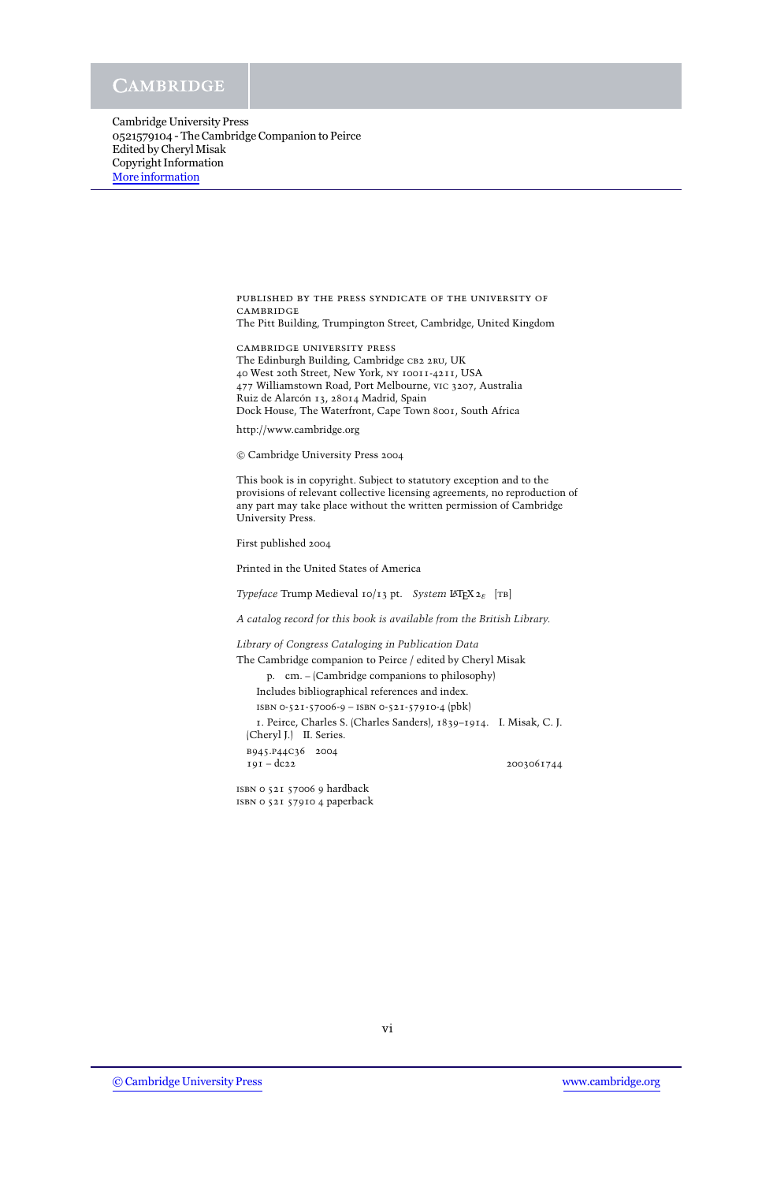Cambridge University Press
0521579104 - The Cambridge Companion to Peirce
Edited by Cheryl Misak
Copyright Information
More information

PUBLISHED BY THE PRESS SYNDICATE OF THE UNIVERSITY OF CAMBRIDGE
The Pitt Building, Trumpington Street, Cambridge, United Kingdom

CAMBRIDGE UNIVERSITY PRESS
The Edinburgh Building, Cambridge CB2 2RU, UK
40 West 20th Street, New York, NY 10011-4211, USA
477 Williamstown Road, Port Melbourne, VIC 3207, Australia
Ruiz de Alarcón 13, 28014 Madrid, Spain
Dock House, The Waterfront, Cape Town 8001, South Africa

http://www.cambridge.org

© Cambridge University Press 2004

This book is in copyright. Subject to statutory exception and to the provisions of relevant collective licensing agreements, no reproduction of any part may take place without the written permission of Cambridge University Press.

First published 2004

Printed in the United States of America

*Typeface* Trump Medieval 10/13 pt. *System* $\LaTeX 2_\varepsilon$ [TB]

*A catalog record for this book is available from the British Library.*

*Library of Congress Cataloging in Publication Data*

The Cambridge companion to Peirce / edited by Cheryl Misak
p. cm. – (Cambridge companions to philosophy)
Includes bibliographical references and index.
ISBN 0-521-57006-9 – ISBN 0-521-57910-4 (pbk)
1. Peirce, Charles S. (Charles Sanders), 1839–1914. I. Misak, C. J. (Cheryl J.) II. Series.
B945.P44C36 2004
191 – dc22 2003061744

ISBN 0 521 57006 9 hardback
ISBN 0 521 57910 4 paperback